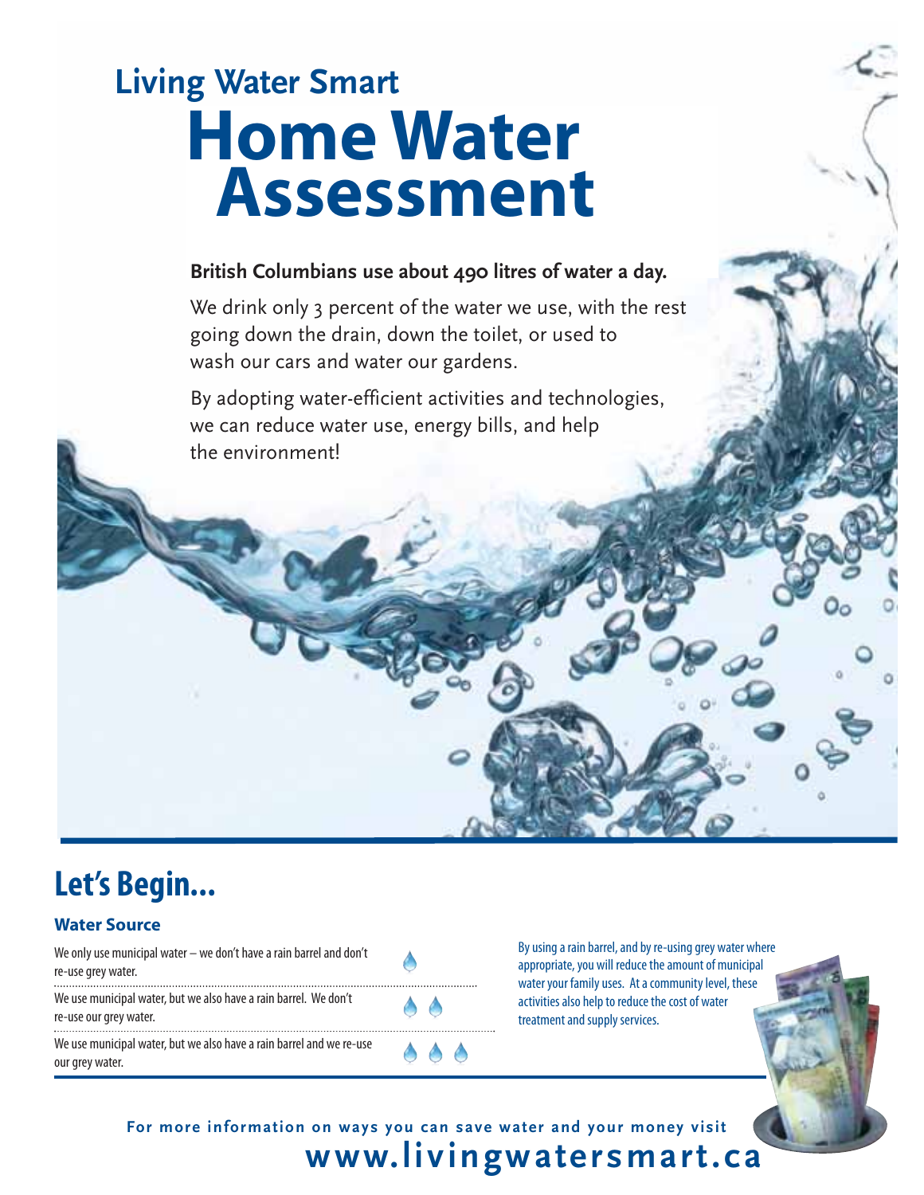## Living Water Smart

# Home Water Assessment

**British Columbians use about 490 litres of water a day.**

We drink only 3 percent of the water we use, with the rest going down the drain, down the toilet, or used to wash our cars and water our gardens.

By adopting water-efficient activities and technologies, we can reduce water use, energy bills, and help the environment!

## Let's Begin...

### Water Source

| | |
|---|---|
| We only use municipal water – we don't have a rain barrel and don't re-use grey water. | 💧 |
| We use municipal water, but we also have a rain barrel. We don't re-use our grey water. | 💧💧 |
| We use municipal water, but we also have a rain barrel and we re-use our grey water. | 💧💧💧 |

By using a rain barrel, and by re-using grey water where appropriate, you will reduce the amount of municipal water your family uses. At a community level, these activities also help to reduce the cost of water treatment and supply services.

**For more information on ways you can save water and your money visit www.livingwatersmart.ca**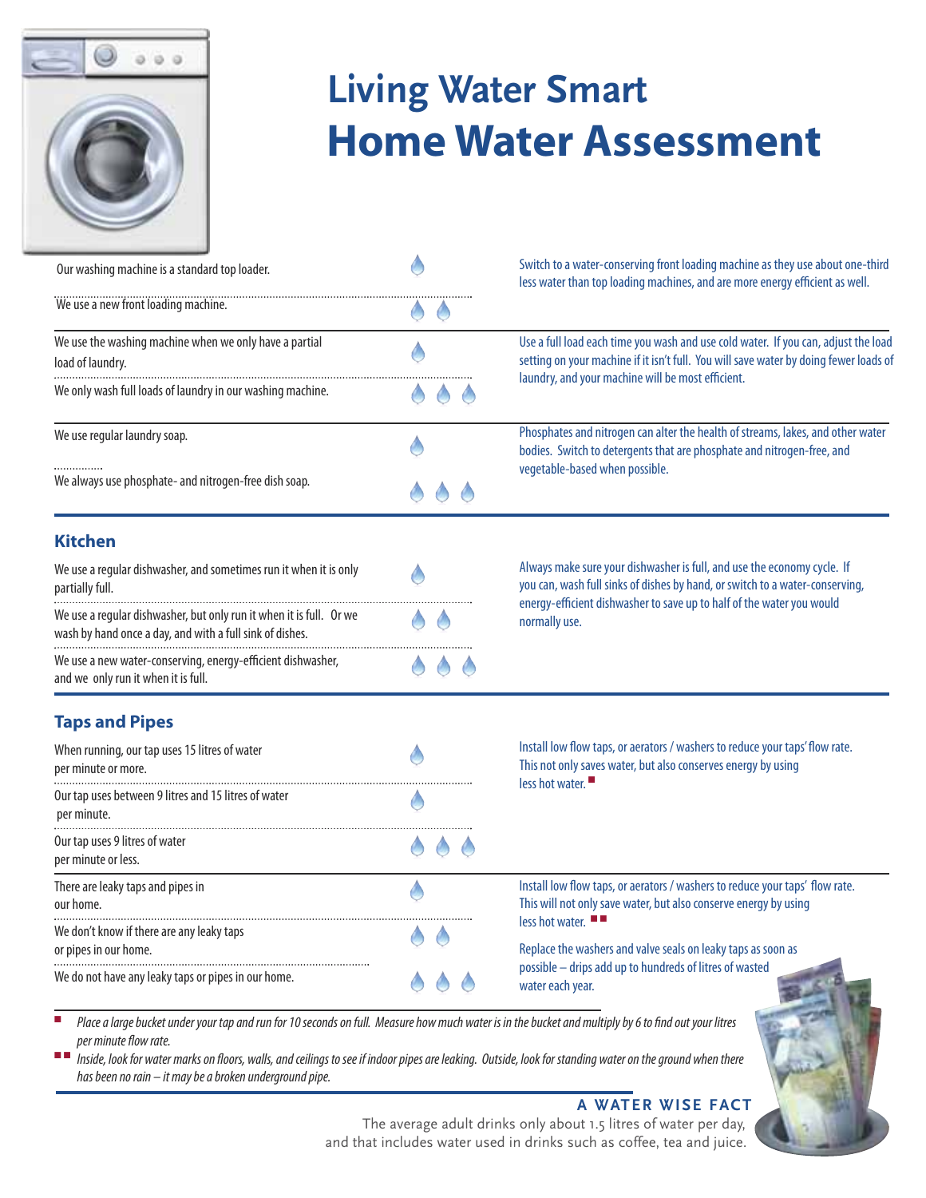# Living Water Smart
# Home Water Assessment

| | | |
|---|---|---|
| Our washing machine is a standard top loader. | 💧 | Switch to a water-conserving front loading machine as they use about one-third less water than top loading machines, and are more energy efficient as well. |
| We use a new front loading machine. | 💧💧 | |
| We use the washing machine when we only have a partial load of laundry. | 💧 | Use a full load each time you wash and use cold water. If you can, adjust the load setting on your machine if it isn't full. You will save water by doing fewer loads of laundry, and your machine will be most efficient. |
| We only wash full loads of laundry in our washing machine. | 💧💧💧 | |
| We use regular laundry soap. | 💧 | Phosphates and nitrogen can alter the health of streams, lakes, and other water bodies. Switch to detergents that are phosphate and nitrogen-free, and vegetable-based when possible. |
| We always use phosphate- and nitrogen-free dish soap. | 💧💧💧 | |

## Kitchen

| | | |
|---|---|---|
| We use a regular dishwasher, and sometimes run it when it is only partially full. | 💧 | Always make sure your dishwasher is full, and use the economy cycle. If you can, wash full sinks of dishes by hand, or switch to a water-conserving, energy-efficient dishwasher to save up to half of the water you would normally use. |
| We use a regular dishwasher, but only run it when it is full. Or we wash by hand once a day, and with a full sink of dishes. | 💧💧 | |
| We use a new water-conserving, energy-efficient dishwasher, and we only run it when it is full. | 💧💧💧 | |

## Taps and Pipes

| | | |
|---|---|---|
| When running, our tap uses 15 litres of water per minute or more. | 💧 | Install low flow taps, or aerators / washers to reduce your taps' flow rate. This not only saves water, but also conserves energy by using less hot water. ■ |
| Our tap uses between 9 litres and 15 litres of water per minute. | 💧 | |
| Our tap uses 9 litres of water per minute or less. | 💧💧💧 | |
| There are leaky taps and pipes in our home. | 💧 | Install low flow taps, or aerators / washers to reduce your taps' flow rate. This will not only save water, but also conserve energy by using less hot water. ■■ Replace the washers and valve seals on leaky taps as soon as possible – drips add up to hundreds of litres of wasted water each year. |
| We don't know if there are any leaky taps or pipes in our home. | 💧💧 | |
| We do not have any leaky taps or pipes in our home. | 💧💧💧 | |

■ *Place a large bucket under your tap and run for 10 seconds on full. Measure how much water is in the bucket and multiply by 6 to find out your litres per minute flow rate.*

■■ *Inside, look for water marks on floors, walls, and ceilings to see if indoor pipes are leaking. Outside, look for standing water on the ground when there has been no rain – it may be a broken underground pipe.*

**A WATER WISE FACT**

The average adult drinks only about 1.5 litres of water per day, and that includes water used in drinks such as coffee, tea and juice.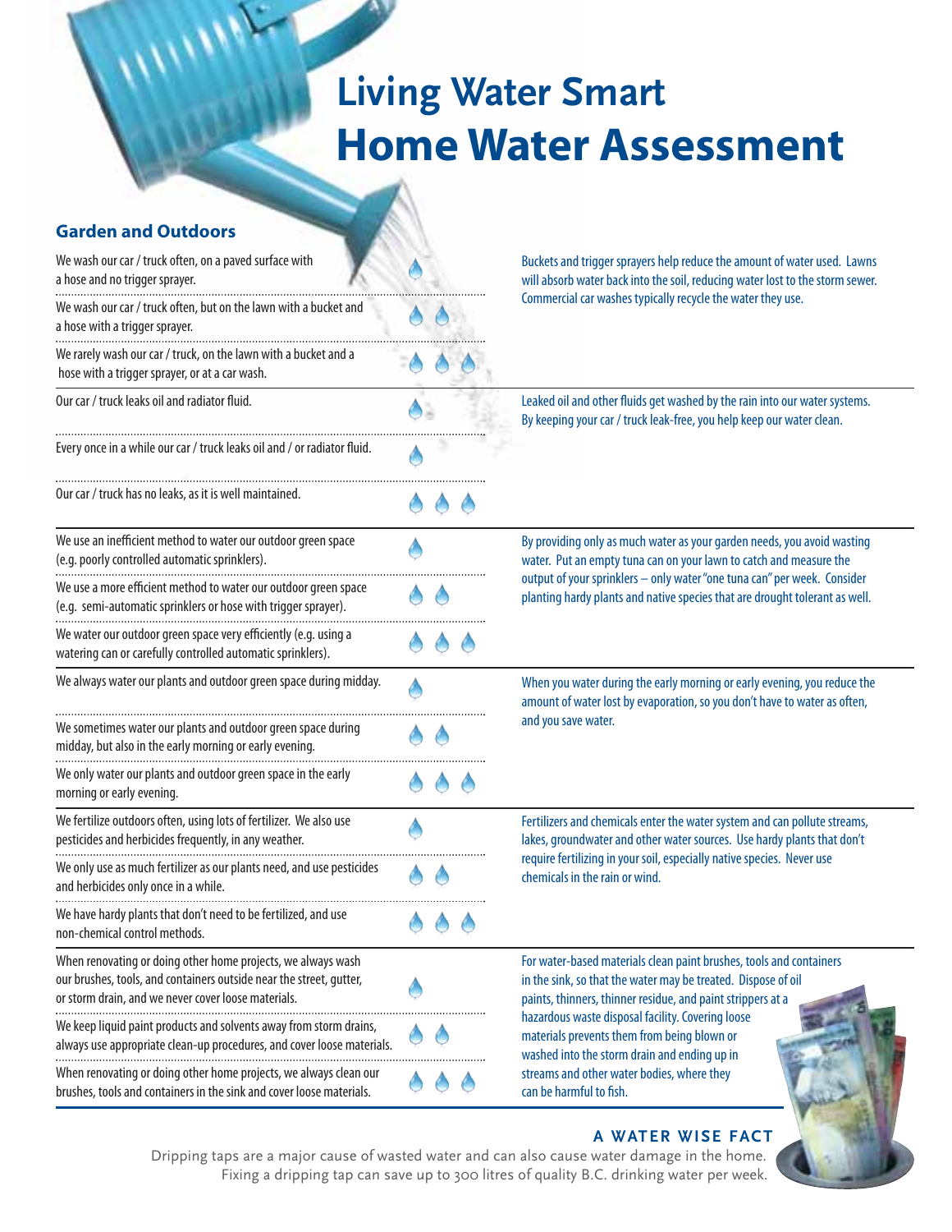# Living Water Smart
# Home Water Assessment

## Garden and Outdoors

| Statement | Score | Tip |
|---|---|---|
| We wash our car / truck often, on a paved surface with a hose and no trigger sprayer. | 💧 | Buckets and trigger sprayers help reduce the amount of water used. Lawns will absorb water back into the soil, reducing water lost to the storm sewer. Commercial car washes typically recycle the water they use. |
| We wash our car / truck often, but on the lawn with a bucket and a hose with a trigger sprayer. | 💧💧 | |
| We rarely wash our car / truck, on the lawn with a bucket and a hose with a trigger sprayer, or at a car wash. | 💧💧💧 | |
| Our car / truck leaks oil and radiator fluid. | 💧 | Leaked oil and other fluids get washed by the rain into our water systems. By keeping your car / truck leak-free, you help keep our water clean. |
| Every once in a while our car / truck leaks oil and / or radiator fluid. | 💧 | |
| Our car / truck has no leaks, as it is well maintained. | 💧💧💧 | |
| We use an inefficient method to water our outdoor green space (e.g. poorly controlled automatic sprinklers). | 💧 | By providing only as much water as your garden needs, you avoid wasting water. Put an empty tuna can on your lawn to catch and measure the output of your sprinklers – only water "one tuna can" per week. Consider planting hardy plants and native species that are drought tolerant as well. |
| We use a more efficient method to water our outdoor green space (e.g. semi-automatic sprinklers or hose with trigger sprayer). | 💧💧 | |
| We water our outdoor green space very efficiently (e.g. using a watering can or carefully controlled automatic sprinklers). | 💧💧💧 | |
| We always water our plants and outdoor green space during midday. | 💧 | When you water during the early morning or early evening, you reduce the amount of water lost by evaporation, so you don't have to water as often, and you save water. |
| We sometimes water our plants and outdoor green space during midday, but also in the early morning or early evening. | 💧💧 | |
| We only water our plants and outdoor green space in the early morning or early evening. | 💧💧💧 | |
| We fertilize outdoors often, using lots of fertilizer. We also use pesticides and herbicides frequently, in any weather. | 💧 | Fertilizers and chemicals enter the water system and can pollute streams, lakes, groundwater and other water sources. Use hardy plants that don't require fertilizing in your soil, especially native species. Never use chemicals in the rain or wind. |
| We only use as much fertilizer as our plants need, and use pesticides and herbicides only once in a while. | 💧💧 | |
| We have hardy plants that don't need to be fertilized, and use non-chemical control methods. | 💧💧💧 | |
| When renovating or doing other home projects, we always wash our brushes, tools, and containers outside near the street, gutter, or storm drain, and we never cover loose materials. | 💧 | For water-based materials clean paint brushes, tools and containers in the sink, so that the water may be treated. Dispose of oil paints, thinners, thinner residue, and paint strippers at a hazardous waste disposal facility. Covering loose materials prevents them from being blown or washed into the storm drain and ending up in streams and other water bodies, where they can be harmful to fish. |
| We keep liquid paint products and solvents away from storm drains, always use appropriate clean-up procedures, and cover loose materials. | 💧💧 | |
| When renovating or doing other home projects, we always clean our brushes, tools and containers in the sink and cover loose materials. | 💧💧💧 | |

### A WATER WISE FACT

Dripping taps are a major cause of wasted water and can also cause water damage in the home. Fixing a dripping tap can save up to 300 litres of quality B.C. drinking water per week.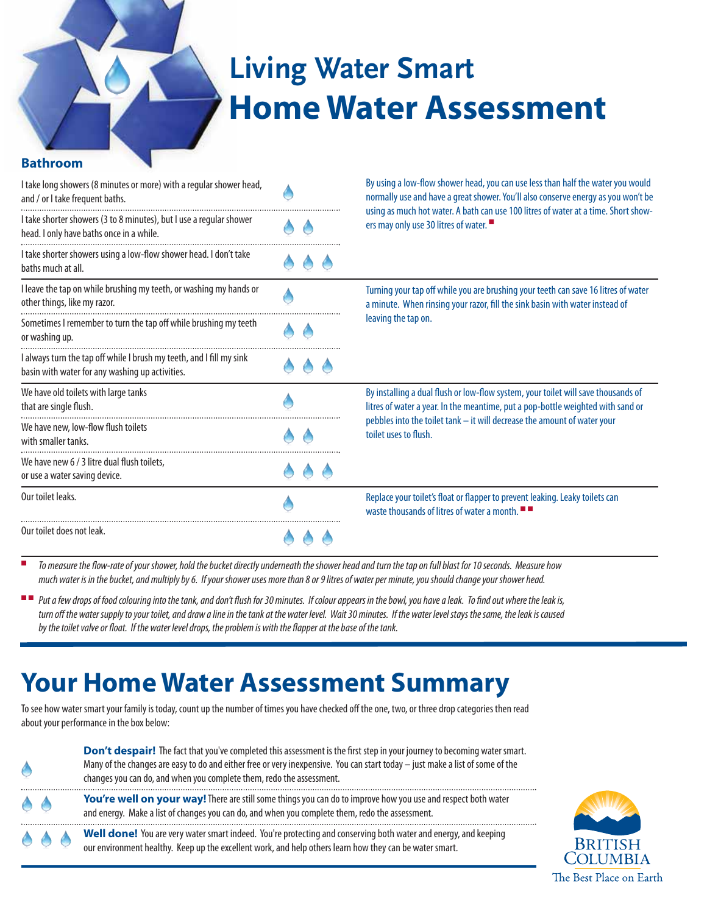# Living Water Smart
# Home Water Assessment

### Bathroom

| | | |
|---|---|---|
| I take long showers (8 minutes or more) with a regular shower head, and / or I take frequent baths. | 💧 | By using a low-flow shower head, you can use less than half the water you would normally use and have a great shower. You'll also conserve energy as you won't be using as much hot water. A bath can use 100 litres of water at a time. Short showers may only use 30 litres of water. ■ |
| I take shorter showers (3 to 8 minutes), but I use a regular shower head. I only have baths once in a while. | 💧💧 | |
| I take shorter showers using a low-flow shower head. I don't take baths much at all. | 💧💧💧 | |
| I leave the tap on while brushing my teeth, or washing my hands or other things, like my razor. | 💧 | Turning your tap off while you are brushing your teeth can save 16 litres of water a minute. When rinsing your razor, fill the sink basin with water instead of leaving the tap on. |
| Sometimes I remember to turn the tap off while brushing my teeth or washing up. | 💧💧 | |
| I always turn the tap off while I brush my teeth, and I fill my sink basin with water for any washing up activities. | 💧💧💧 | |
| We have old toilets with large tanks that are single flush. | 💧 | By installing a dual flush or low-flow system, your toilet will save thousands of litres of water a year. In the meantime, put a pop-bottle weighted with sand or pebbles into the toilet tank – it will decrease the amount of water your toilet uses to flush. |
| We have new, low-flow flush toilets with smaller tanks. | 💧💧 | |
| We have new 6 / 3 litre dual flush toilets, or use a water saving device. | 💧💧💧 | |
| Our toilet leaks. | 💧 | Replace your toilet's float or flapper to prevent leaking. Leaky toilets can waste thousands of litres of water a month. ■■ |
| Our toilet does not leak. | 💧💧💧 | |

■ *To measure the flow-rate of your shower, hold the bucket directly underneath the shower head and turn the tap on full blast for 10 seconds. Measure how much water is in the bucket, and multiply by 6. If your shower uses more than 8 or 9 litres of water per minute, you should change your shower head.*

■■ *Put a few drops of food colouring into the tank, and don't flush for 30 minutes. If colour appears in the bowl, you have a leak. To find out where the leak is, turn off the water supply to your toilet, and draw a line in the tank at the water level. Wait 30 minutes. If the water level stays the same, the leak is caused by the toilet valve or float. If the water level drops, the problem is with the flapper at the base of the tank.*

# Your Home Water Assessment Summary

To see how water smart your family is today, count up the number of times you have checked off the one, two, or three drop categories then read about your performance in the box below:

| | |
|---|---|
| 💧 | **Don't despair!** The fact that you've completed this assessment is the first step in your journey to becoming water smart. Many of the changes are easy to do and either free or very inexpensive. You can start today – just make a list of some of the changes you can do, and when you complete them, redo the assessment. |
| 💧💧 | **You're well on your way!** There are still some things you can do to improve how you use and respect both water and energy. Make a list of changes you can do, and when you complete them, redo the assessment. |
| 💧💧💧 | **Well done!** You are very water smart indeed. You're protecting and conserving both water and energy, and keeping our environment healthy. Keep up the excellent work, and help others learn how they can be water smart. |

BRITISH COLUMBIA
The Best Place on Earth